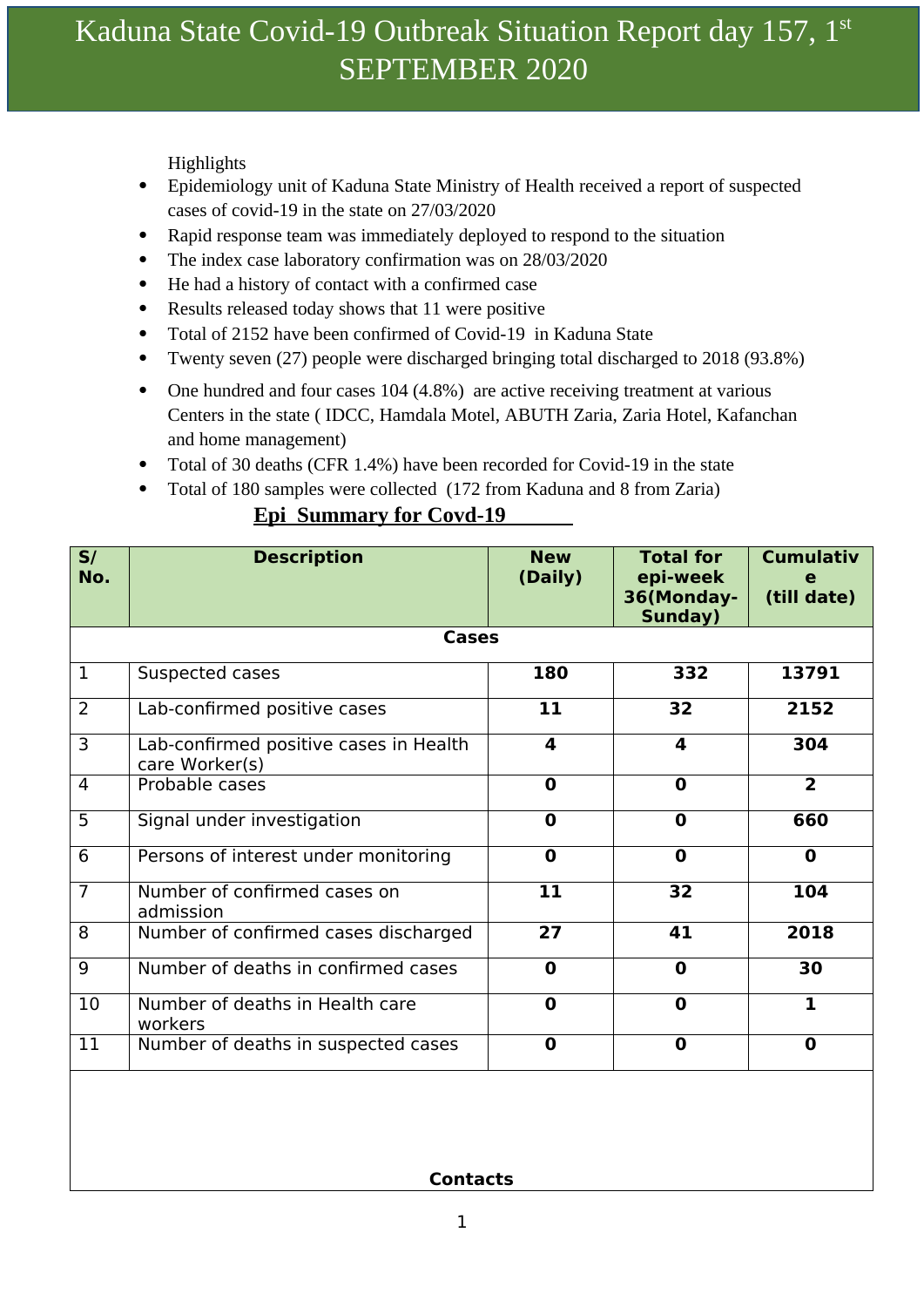# Kaduna State Covid-19 Outbreak Situation Report day 157, 1st SEPTEMBER 2020

Highlights

- Epidemiology unit of Kaduna State Ministry of Health received a report of suspected cases of covid-19 in the state on 27/03/2020
- Rapid response team was immediately deployed to respond to the situation
- The index case laboratory confirmation was on 28/03/2020
- He had a history of contact with a confirmed case
- Results released today shows that 11 were positive
- Total of 2152 have been confirmed of Covid-19 in Kaduna State
- Twenty seven (27) people were discharged bringing total discharged to 2018 (93.8%)
- One hundred and four cases 104 (4.8%) are active receiving treatment at various Centers in the state ( IDCC, Hamdala Motel, ABUTH Zaria, Zaria Hotel, Kafanchan and home management)
- Total of 30 deaths (CFR 1.4%) have been recorded for Covid-19 in the state
- Total of 180 samples were collected (172 from Kaduna and 8 from Zaria)

## Epi Summary for Covd-19

| S/ No. | Description | New (Daily) | Total for epi-week 36(Monday-Sunday) | Cumulative (till date) |
|---|---|---|---|---|
| | **Cases** | | | |
| 1 | Suspected cases | **180** | **332** | **13791** |
| 2 | Lab-confirmed positive cases | **11** | **32** | **2152** |
| 3 | Lab-confirmed positive cases in Health care Worker(s) | **4** | **4** | **304** |
| 4 | Probable cases | **0** | **0** | **2** |
| 5 | Signal under investigation | **0** | **0** | **660** |
| 6 | Persons of interest under monitoring | **0** | **0** | **0** |
| 7 | Number of confirmed cases on admission | **11** | **32** | **104** |
| 8 | Number of confirmed cases discharged | **27** | **41** | **2018** |
| 9 | Number of deaths in confirmed cases | **0** | **0** | **30** |
| 10 | Number of deaths in Health care workers | **0** | **0** | **1** |
| 11 | Number of deaths in suspected cases | **0** | **0** | **0** |
| | **Contacts** | | | |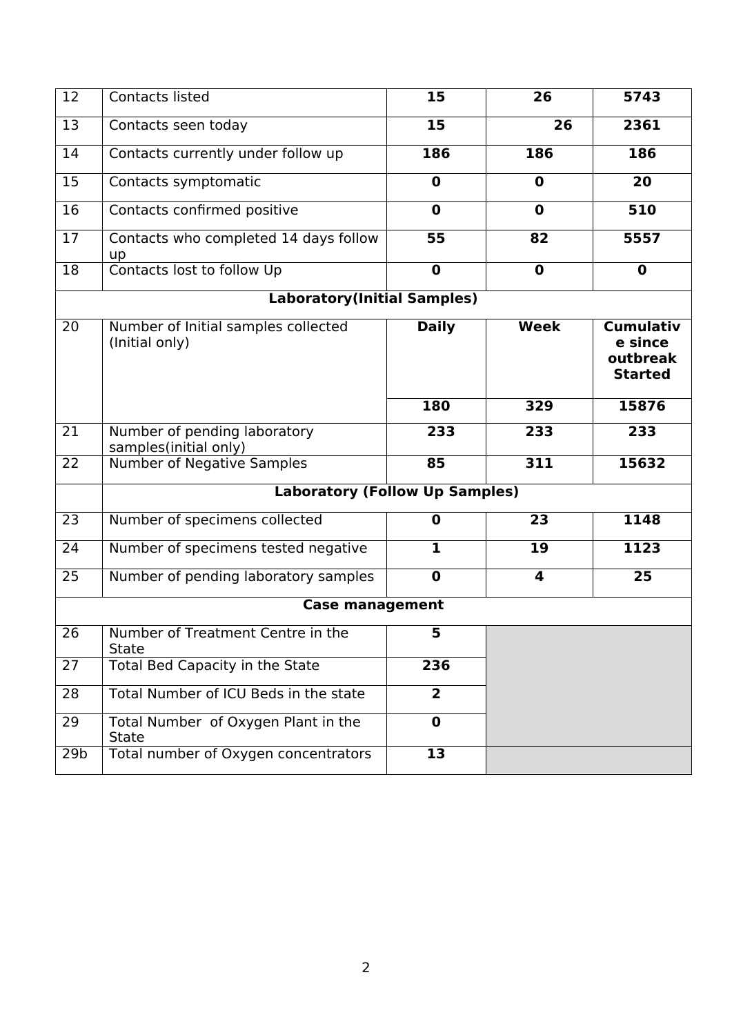| 12 | Contacts listed | **15** | **26** | **5743** |
|---|---|---|---|---|
| 13 | Contacts seen today | **15** | **26** | **2361** |
| 14 | Contacts currently under follow up | **186** | **186** | **186** |
| 15 | Contacts symptomatic | **0** | **0** | **20** |
| 16 | Contacts confirmed positive | **0** | **0** | **510** |
| 17 | Contacts who completed 14 days follow up | **55** | **82** | **5557** |
| 18 | Contacts lost to follow Up | **0** | **0** | **0** |
| | **Laboratory(Initial Samples)** | | | |
| 20 | Number of Initial samples collected (Initial only) | **Daily** | **Week** | **Cumulative since outbreak Started** |
| | | **180** | **329** | **15876** |
| 21 | Number of pending laboratory samples(initial only) | **233** | **233** | **233** |
| 22 | Number of Negative Samples | **85** | **311** | **15632** |
| | **Laboratory (Follow Up Samples)** | | | |
| 23 | Number of specimens collected | **0** | **23** | **1148** |
| 24 | Number of specimens tested negative | **1** | **19** | **1123** |
| 25 | Number of pending laboratory samples | **0** | **4** | **25** |
| | **Case management** | | | |
| 26 | Number of Treatment Centre in the State | **5** | | |
| 27 | Total Bed Capacity in the State | **236** | | |
| 28 | Total Number of ICU Beds in the state | **2** | | |
| 29 | Total Number of Oxygen Plant in the State | **0** | | |
| 29b | Total number of Oxygen concentrators | **13** | | |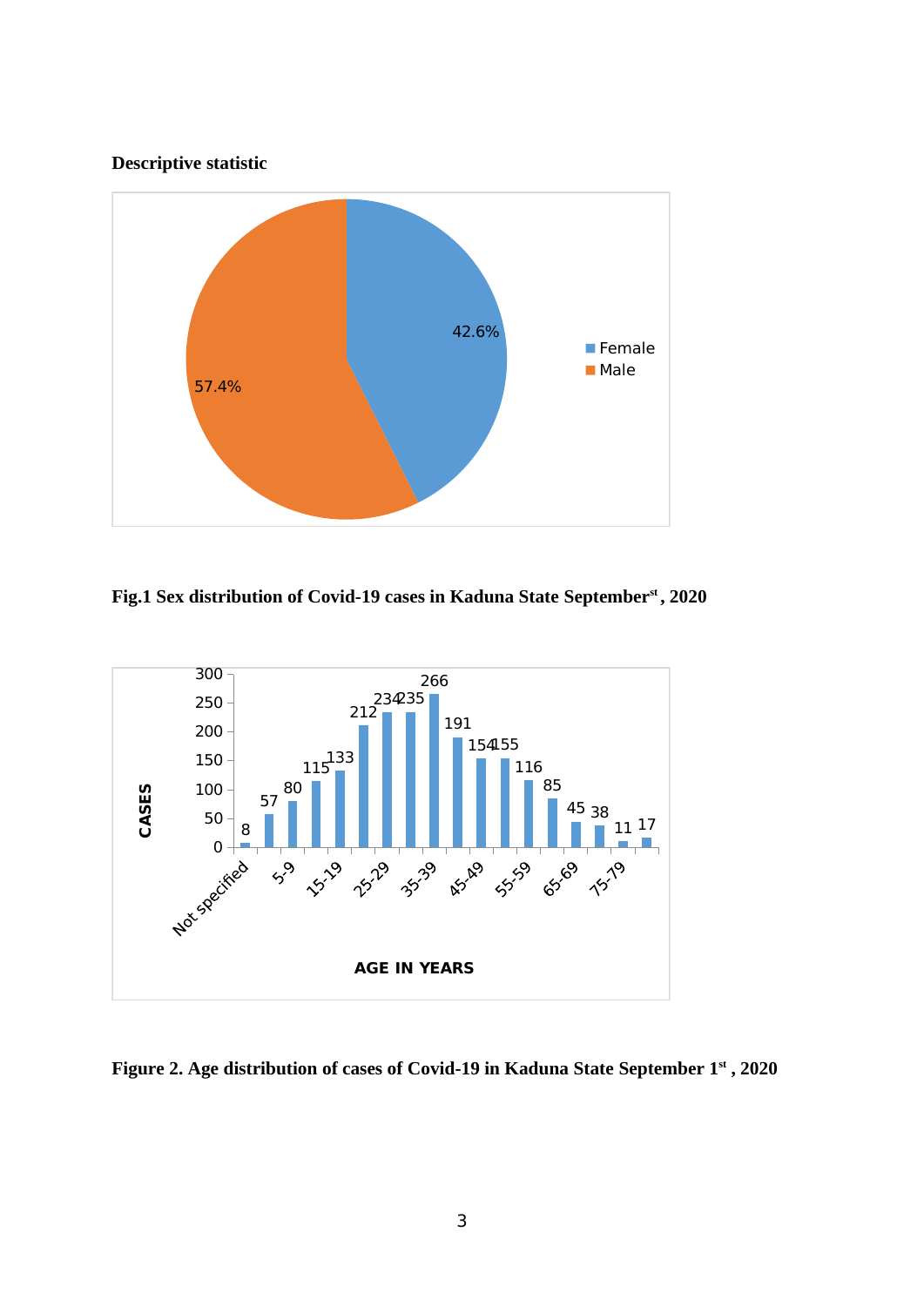**Descriptive statistic**

**Fig.1 Sex distribution of Covid-19 cases in Kaduna State September[st] , 2020**

**Figure 2. Age distribution of cases of Covid-19 in Kaduna State September 1[st] , 2020**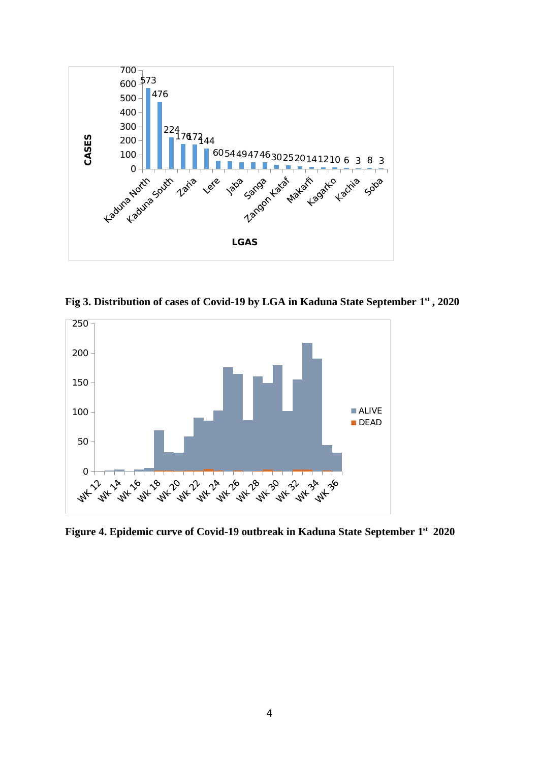Fig 3. Distribution of cases of Covid-19 by LGA in Kaduna State September 1st , 2020

Figure 4. Epidemic curve of Covid-19 outbreak in Kaduna State September 1st 2020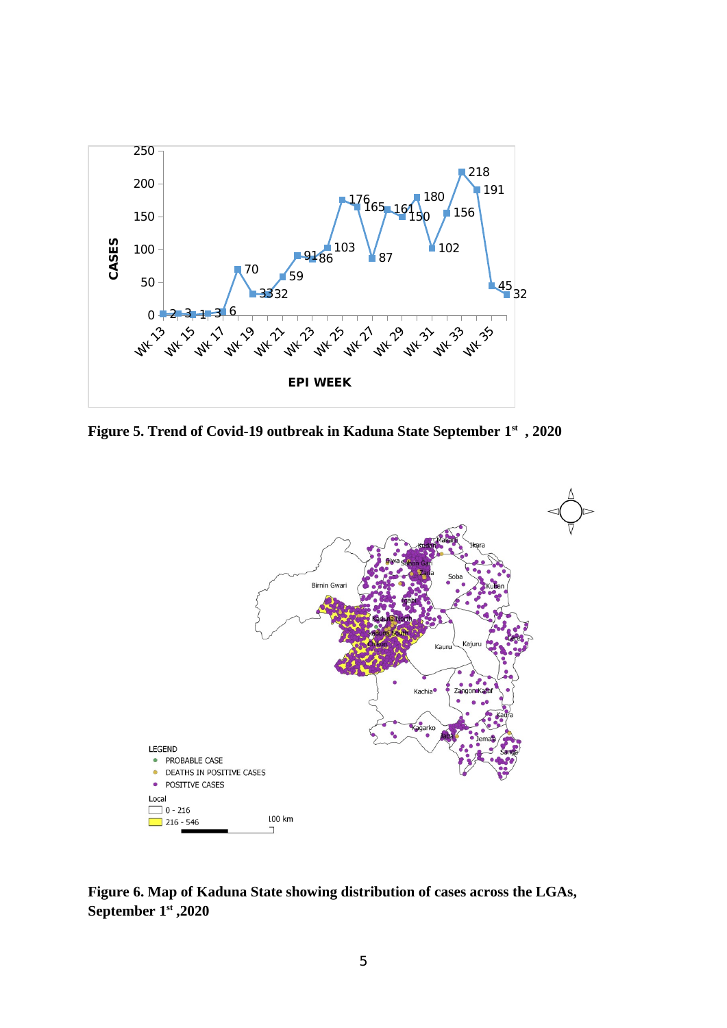**Figure 5. Trend of Covid-19 outbreak in Kaduna State September 1st , 2020**

**Figure 6. Map of Kaduna State showing distribution of cases across the LGAs, September 1st ,2020**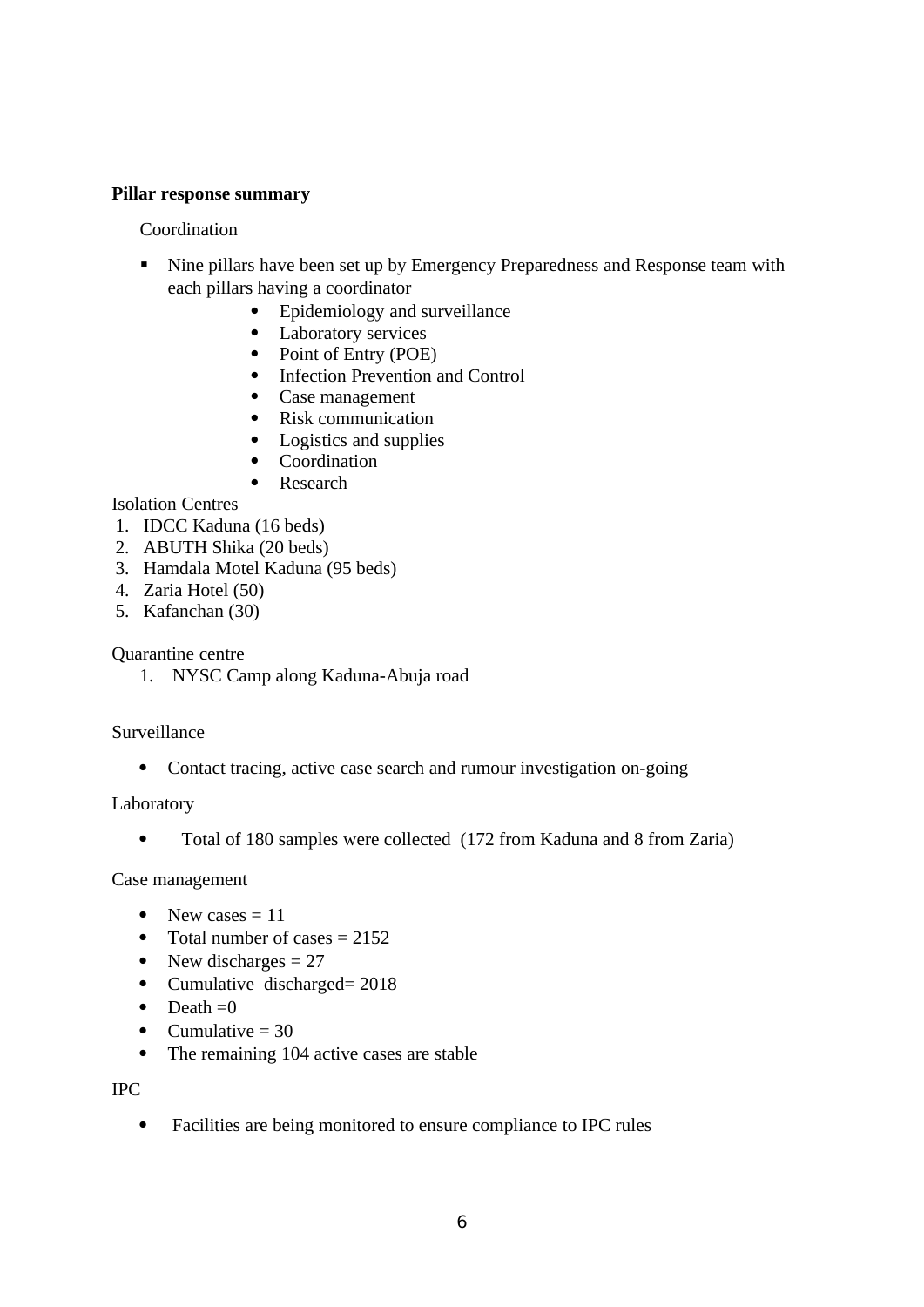**Pillar response summary**

Coordination

- Nine pillars have been set up by Emergency Preparedness and Response team with each pillars having a coordinator
    - Epidemiology and surveillance
    - Laboratory services
    - Point of Entry (POE)
    - Infection Prevention and Control
    - Case management
    - Risk communication
    - Logistics and supplies
    - Coordination
    - Research

Isolation Centres

1. IDCC Kaduna (16 beds)
2. ABUTH Shika (20 beds)
3. Hamdala Motel Kaduna (95 beds)
4. Zaria Hotel (50)
5. Kafanchan (30)

Quarantine centre

1. NYSC Camp along Kaduna-Abuja road

Surveillance

- Contact tracing, active case search and rumour investigation on-going

Laboratory

- Total of 180 samples were collected (172 from Kaduna and 8 from Zaria)

Case management

- New cases = 11
- Total number of cases = 2152
- New discharges = 27
- Cumulative discharged= 2018
- Death =0
- Cumulative = 30
- The remaining 104 active cases are stable

IPC

- Facilities are being monitored to ensure compliance to IPC rules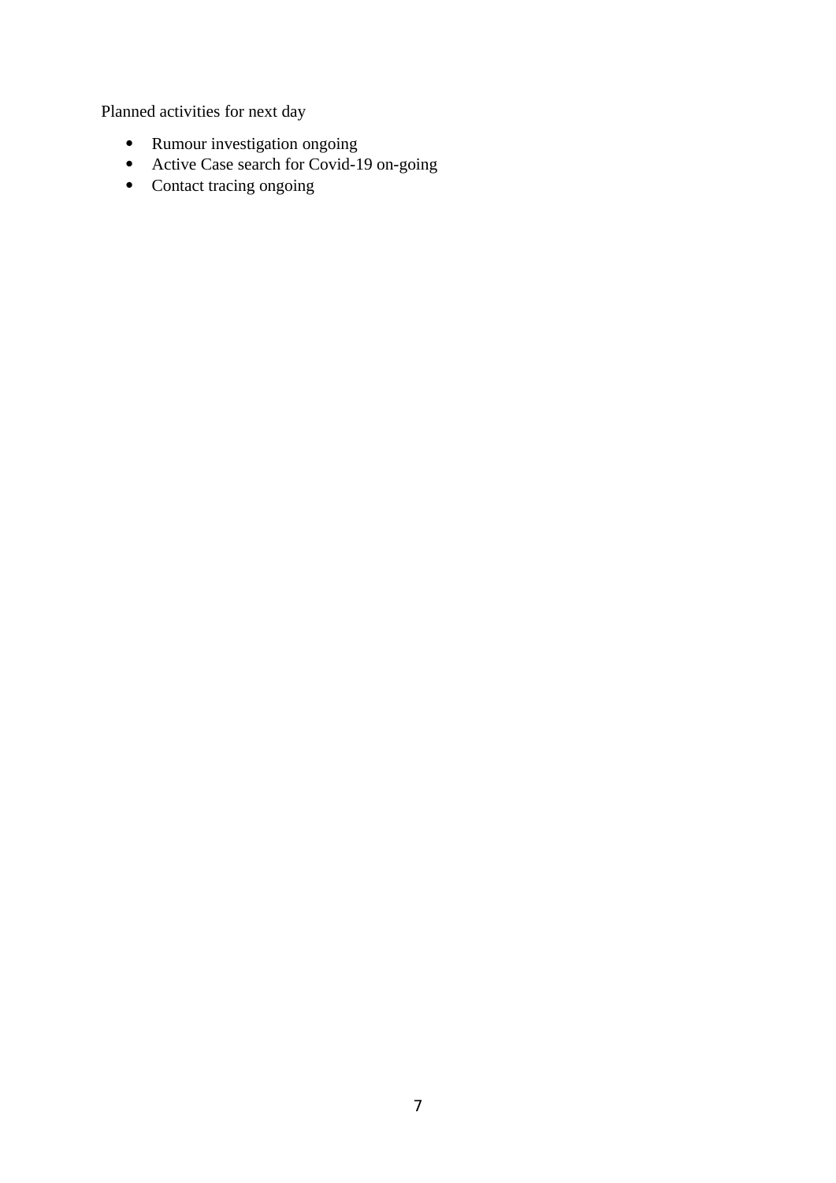Planned activities for next day

- Rumour investigation ongoing
- Active Case search for Covid-19 on-going
- Contact tracing ongoing